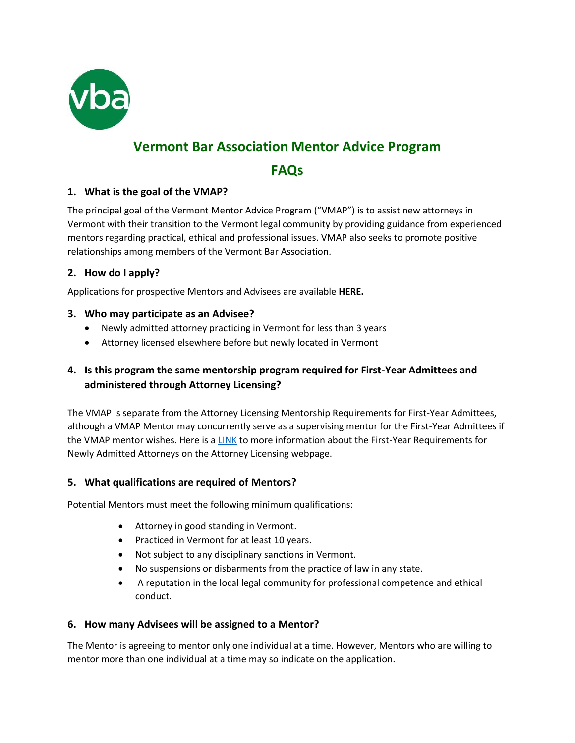# Vermont Bar Association Mentor Advice Program

## FAQs

### 1. What is the goal of the VMAP?

The principal goal of the Vermont Mentor Advice Program ("VMAP") is to assist new attorneys in Vermont with their transition to the Vermont legal community by providing guidance from experienced mentors regarding practical, ethical and professional issues. VMAP also seeks to promote positive relationships among members of the Vermont Bar Association.

### 2. How do I apply?

Applications for prospective Mentors and Advisees are available **HERE.**

### 3. Who may participate as an Advisee?

- Newly admitted attorney practicing in Vermont for less than 3 years
- Attorney licensed elsewhere before but newly located in Vermont

### 4. Is this program the same mentorship program required for First-Year Admittees and administered through Attorney Licensing?

The VMAP is separate from the Attorney Licensing Mentorship Requirements for First-Year Admittees, although a VMAP Mentor may concurrently serve as a supervising mentor for the First-Year Admittees if the VMAP mentor wishes. Here is a LINK to more information about the First-Year Requirements for Newly Admitted Attorneys on the Attorney Licensing webpage.

### 5. What qualifications are required of Mentors?

Potential Mentors must meet the following minimum qualifications:

- Attorney in good standing in Vermont.
- Practiced in Vermont for at least 10 years.
- Not subject to any disciplinary sanctions in Vermont.
- No suspensions or disbarments from the practice of law in any state.
- A reputation in the local legal community for professional competence and ethical conduct.

### 6. How many Advisees will be assigned to a Mentor?

The Mentor is agreeing to mentor only one individual at a time. However, Mentors who are willing to mentor more than one individual at a time may so indicate on the application.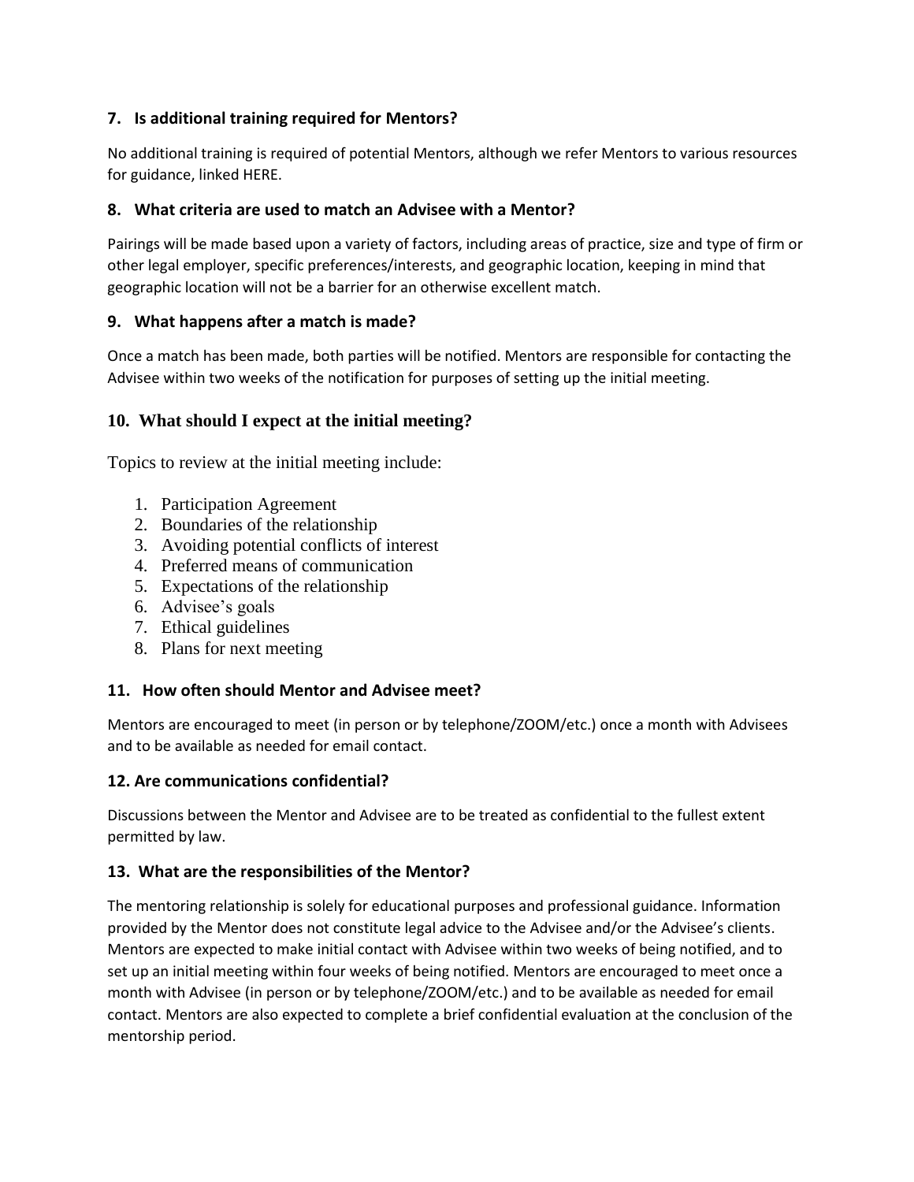### 7. Is additional training required for Mentors?

No additional training is required of potential Mentors, although we refer Mentors to various resources for guidance, linked HERE.

### 8. What criteria are used to match an Advisee with a Mentor?

Pairings will be made based upon a variety of factors, including areas of practice, size and type of firm or other legal employer, specific preferences/interests, and geographic location, keeping in mind that geographic location will not be a barrier for an otherwise excellent match.

### 9. What happens after a match is made?

Once a match has been made, both parties will be notified. Mentors are responsible for contacting the Advisee within two weeks of the notification for purposes of setting up the initial meeting.

### 10. What should I expect at the initial meeting?

Topics to review at the initial meeting include:

1. Participation Agreement
2. Boundaries of the relationship
3. Avoiding potential conflicts of interest
4. Preferred means of communication
5. Expectations of the relationship
6. Advisee's goals
7. Ethical guidelines
8. Plans for next meeting

### 11. How often should Mentor and Advisee meet?

Mentors are encouraged to meet (in person or by telephone/ZOOM/etc.) once a month with Advisees and to be available as needed for email contact.

### 12. Are communications confidential?

Discussions between the Mentor and Advisee are to be treated as confidential to the fullest extent permitted by law.

### 13. What are the responsibilities of the Mentor?

The mentoring relationship is solely for educational purposes and professional guidance. Information provided by the Mentor does not constitute legal advice to the Advisee and/or the Advisee's clients. Mentors are expected to make initial contact with Advisee within two weeks of being notified, and to set up an initial meeting within four weeks of being notified. Mentors are encouraged to meet once a month with Advisee (in person or by telephone/ZOOM/etc.) and to be available as needed for email contact. Mentors are also expected to complete a brief confidential evaluation at the conclusion of the mentorship period.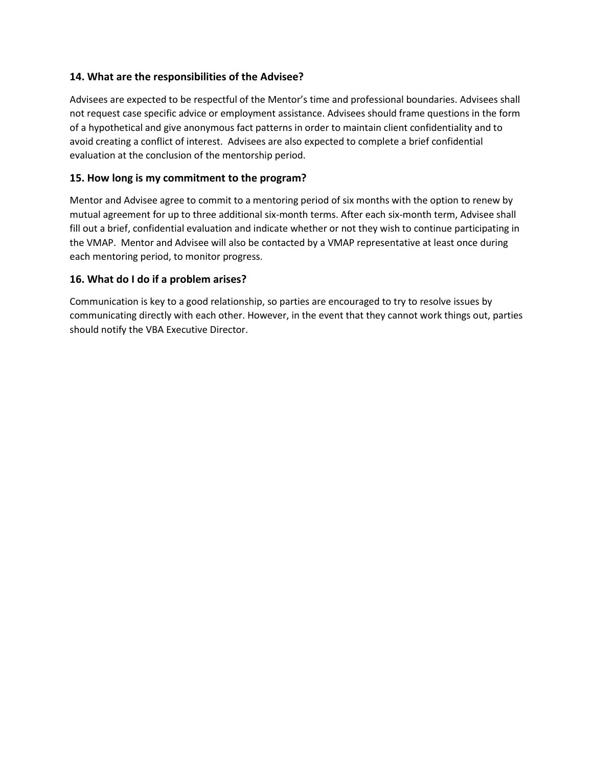### 14. What are the responsibilities of the Advisee?

Advisees are expected to be respectful of the Mentor's time and professional boundaries. Advisees shall not request case specific advice or employment assistance. Advisees should frame questions in the form of a hypothetical and give anonymous fact patterns in order to maintain client confidentiality and to avoid creating a conflict of interest. Advisees are also expected to complete a brief confidential evaluation at the conclusion of the mentorship period.

### 15. How long is my commitment to the program?

Mentor and Advisee agree to commit to a mentoring period of six months with the option to renew by mutual agreement for up to three additional six-month terms. After each six-month term, Advisee shall fill out a brief, confidential evaluation and indicate whether or not they wish to continue participating in the VMAP. Mentor and Advisee will also be contacted by a VMAP representative at least once during each mentoring period, to monitor progress.

### 16. What do I do if a problem arises?

Communication is key to a good relationship, so parties are encouraged to try to resolve issues by communicating directly with each other. However, in the event that they cannot work things out, parties should notify the VBA Executive Director.